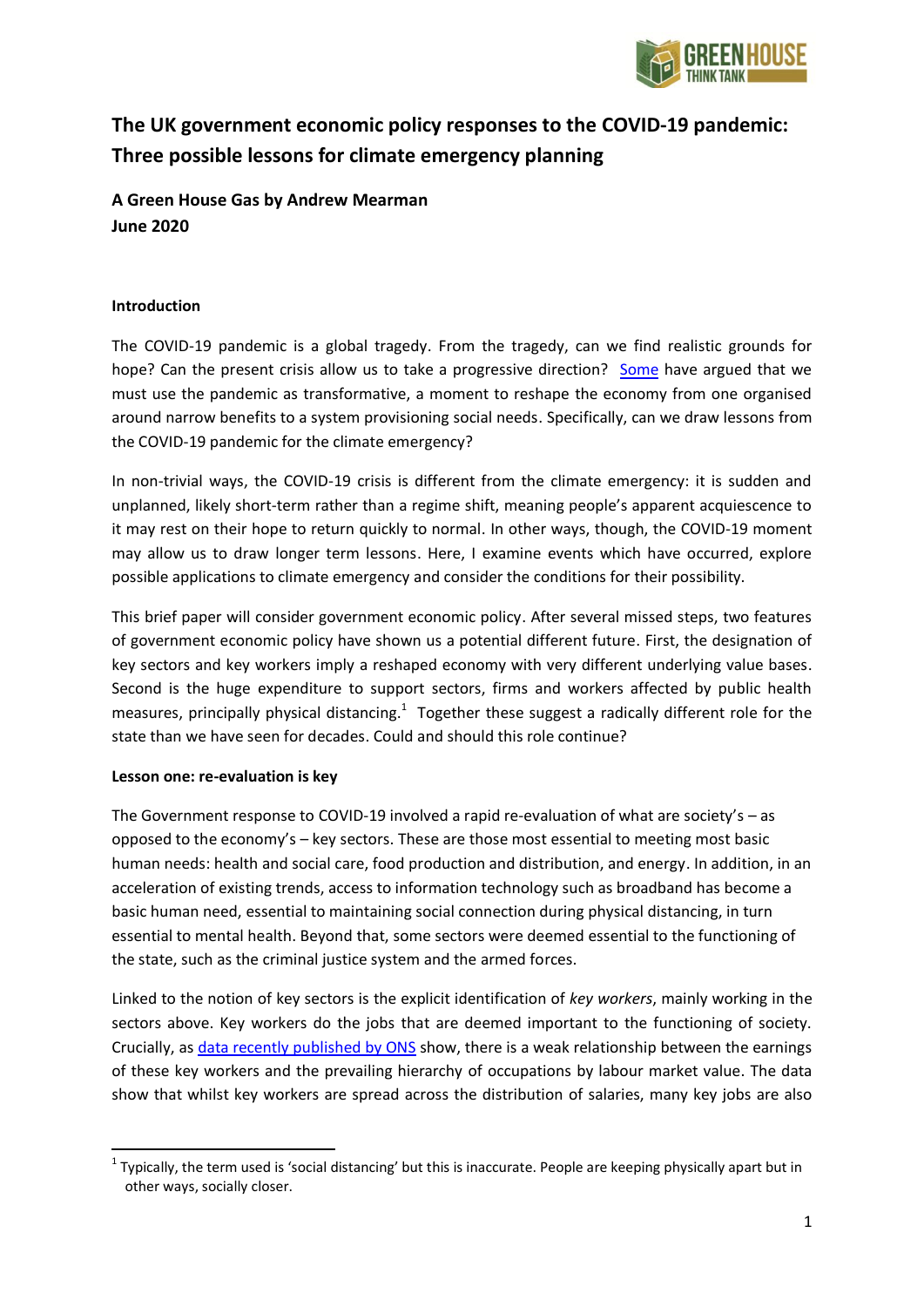# The UK government economic policy responses to the COVID-19 pandemic: Three possible lessons for climate emergency planning

**A Green House Gas by Andrew Mearman**
**June 2020**

**Introduction**

The COVID-19 pandemic is a global tragedy. From the tragedy, can we find realistic grounds for hope? Can the present crisis allow us to take a progressive direction? Some have argued that we must use the pandemic as transformative, a moment to reshape the economy from one organised around narrow benefits to a system provisioning social needs. Specifically, can we draw lessons from the COVID-19 pandemic for the climate emergency?

In non-trivial ways, the COVID-19 crisis is different from the climate emergency: it is sudden and unplanned, likely short-term rather than a regime shift, meaning people's apparent acquiescence to it may rest on their hope to return quickly to normal. In other ways, though, the COVID-19 moment may allow us to draw longer term lessons. Here, I examine events which have occurred, explore possible applications to climate emergency and consider the conditions for their possibility.

This brief paper will consider government economic policy. After several missed steps, two features of government economic policy have shown us a potential different future. First, the designation of key sectors and key workers imply a reshaped economy with very different underlying value bases. Second is the huge expenditure to support sectors, firms and workers affected by public health measures, principally physical distancing.[1] Together these suggest a radically different role for the state than we have seen for decades. Could and should this role continue?

**Lesson one: re-evaluation is key**

The Government response to COVID-19 involved a rapid re-evaluation of what are society's – as opposed to the economy's – key sectors. These are those most essential to meeting most basic human needs: health and social care, food production and distribution, and energy. In addition, in an acceleration of existing trends, access to information technology such as broadband has become a basic human need, essential to maintaining social connection during physical distancing, in turn essential to mental health. Beyond that, some sectors were deemed essential to the functioning of the state, such as the criminal justice system and the armed forces.

Linked to the notion of key sectors is the explicit identification of *key workers*, mainly working in the sectors above. Key workers do the jobs that are deemed important to the functioning of society. Crucially, as data recently published by ONS show, there is a weak relationship between the earnings of these key workers and the prevailing hierarchy of occupations by labour market value. The data show that whilst key workers are spread across the distribution of salaries, many key jobs are also

[1] Typically, the term used is 'social distancing' but this is inaccurate. People are keeping physically apart but in other ways, socially closer.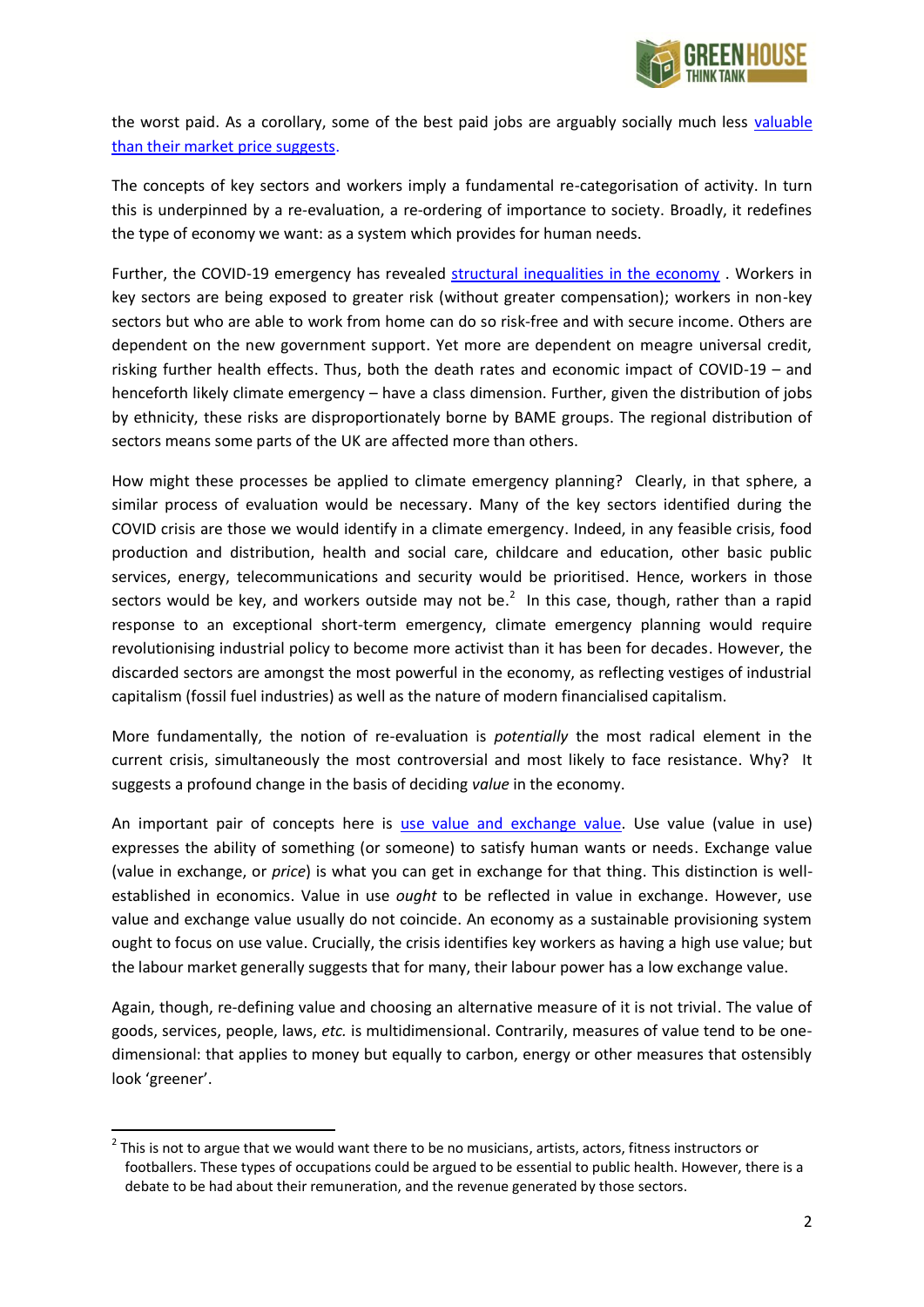the worst paid. As a corollary, some of the best paid jobs are arguably socially much less valuable than their market price suggests.

The concepts of key sectors and workers imply a fundamental re-categorisation of activity. In turn this is underpinned by a re-evaluation, a re-ordering of importance to society. Broadly, it redefines the type of economy we want: as a system which provides for human needs.

Further, the COVID-19 emergency has revealed structural inequalities in the economy . Workers in key sectors are being exposed to greater risk (without greater compensation); workers in non-key sectors but who are able to work from home can do so risk-free and with secure income. Others are dependent on the new government support. Yet more are dependent on meagre universal credit, risking further health effects. Thus, both the death rates and economic impact of COVID-19 – and henceforth likely climate emergency – have a class dimension. Further, given the distribution of jobs by ethnicity, these risks are disproportionately borne by BAME groups. The regional distribution of sectors means some parts of the UK are affected more than others.

How might these processes be applied to climate emergency planning? Clearly, in that sphere, a similar process of evaluation would be necessary. Many of the key sectors identified during the COVID crisis are those we would identify in a climate emergency. Indeed, in any feasible crisis, food production and distribution, health and social care, childcare and education, other basic public services, energy, telecommunications and security would be prioritised. Hence, workers in those sectors would be key, and workers outside may not be.[2] In this case, though, rather than a rapid response to an exceptional short-term emergency, climate emergency planning would require revolutionising industrial policy to become more activist than it has been for decades. However, the discarded sectors are amongst the most powerful in the economy, as reflecting vestiges of industrial capitalism (fossil fuel industries) as well as the nature of modern financialised capitalism.

More fundamentally, the notion of re-evaluation is *potentially* the most radical element in the current crisis, simultaneously the most controversial and most likely to face resistance. Why? It suggests a profound change in the basis of deciding *value* in the economy.

An important pair of concepts here is use value and exchange value. Use value (value in use) expresses the ability of something (or someone) to satisfy human wants or needs. Exchange value (value in exchange, or *price*) is what you can get in exchange for that thing. This distinction is well-established in economics. Value in use *ought* to be reflected in value in exchange. However, use value and exchange value usually do not coincide. An economy as a sustainable provisioning system ought to focus on use value. Crucially, the crisis identifies key workers as having a high use value; but the labour market generally suggests that for many, their labour power has a low exchange value.

Again, though, re-defining value and choosing an alternative measure of it is not trivial. The value of goods, services, people, laws, *etc.* is multidimensional. Contrarily, measures of value tend to be one-dimensional: that applies to money but equally to carbon, energy or other measures that ostensibly look 'greener'.

---

[2] This is not to argue that we would want there to be no musicians, artists, actors, fitness instructors or footballers. These types of occupations could be argued to be essential to public health. However, there is a debate to be had about their remuneration, and the revenue generated by those sectors.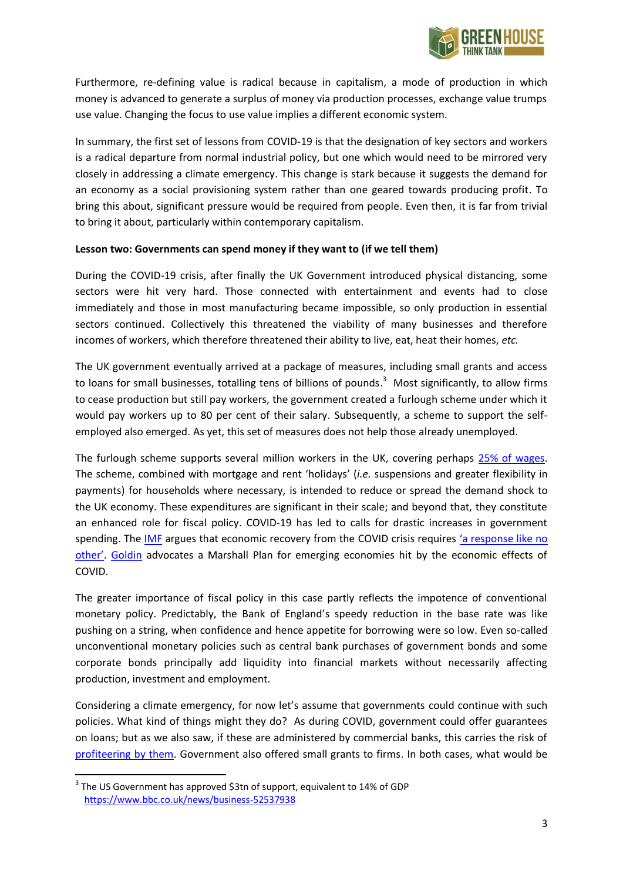Furthermore, re-defining value is radical because in capitalism, a mode of production in which money is advanced to generate a surplus of money via production processes, exchange value trumps use value. Changing the focus to use value implies a different economic system.

In summary, the first set of lessons from COVID-19 is that the designation of key sectors and workers is a radical departure from normal industrial policy, but one which would need to be mirrored very closely in addressing a climate emergency. This change is stark because it suggests the demand for an economy as a social provisioning system rather than one geared towards producing profit. To bring this about, significant pressure would be required from people. Even then, it is far from trivial to bring it about, particularly within contemporary capitalism.

**Lesson two: Governments can spend money if they want to (if we tell them)**

During the COVID-19 crisis, after finally the UK Government introduced physical distancing, some sectors were hit very hard. Those connected with entertainment and events had to close immediately and those in most manufacturing became impossible, so only production in essential sectors continued. Collectively this threatened the viability of many businesses and therefore incomes of workers, which therefore threatened their ability to live, eat, heat their homes, *etc.*

The UK government eventually arrived at a package of measures, including small grants and access to loans for small businesses, totalling tens of billions of pounds.[3] Most significantly, to allow firms to cease production but still pay workers, the government created a furlough scheme under which it would pay workers up to 80 per cent of their salary. Subsequently, a scheme to support the self-employed also emerged. As yet, this set of measures does not help those already unemployed.

The furlough scheme supports several million workers in the UK, covering perhaps 25% of wages. The scheme, combined with mortgage and rent 'holidays' (*i.e.* suspensions and greater flexibility in payments) for households where necessary, is intended to reduce or spread the demand shock to the UK economy. These expenditures are significant in their scale; and beyond that, they constitute an enhanced role for fiscal policy. COVID-19 has led to calls for drastic increases in government spending. The IMF argues that economic recovery from the COVID crisis requires 'a response like no other'. Goldin advocates a Marshall Plan for emerging economies hit by the economic effects of COVID.

The greater importance of fiscal policy in this case partly reflects the impotence of conventional monetary policy. Predictably, the Bank of England's speedy reduction in the base rate was like pushing on a string, when confidence and hence appetite for borrowing were so low. Even so-called unconventional monetary policies such as central bank purchases of government bonds and some corporate bonds principally add liquidity into financial markets without necessarily affecting production, investment and employment.

Considering a climate emergency, for now let's assume that governments could continue with such policies. What kind of things might they do? As during COVID, government could offer guarantees on loans; but as we also saw, if these are administered by commercial banks, this carries the risk of profiteering by them. Government also offered small grants to firms. In both cases, what would be

[3] The US Government has approved $3tn of support, equivalent to 14% of GDP https://www.bbc.co.uk/news/business-52537938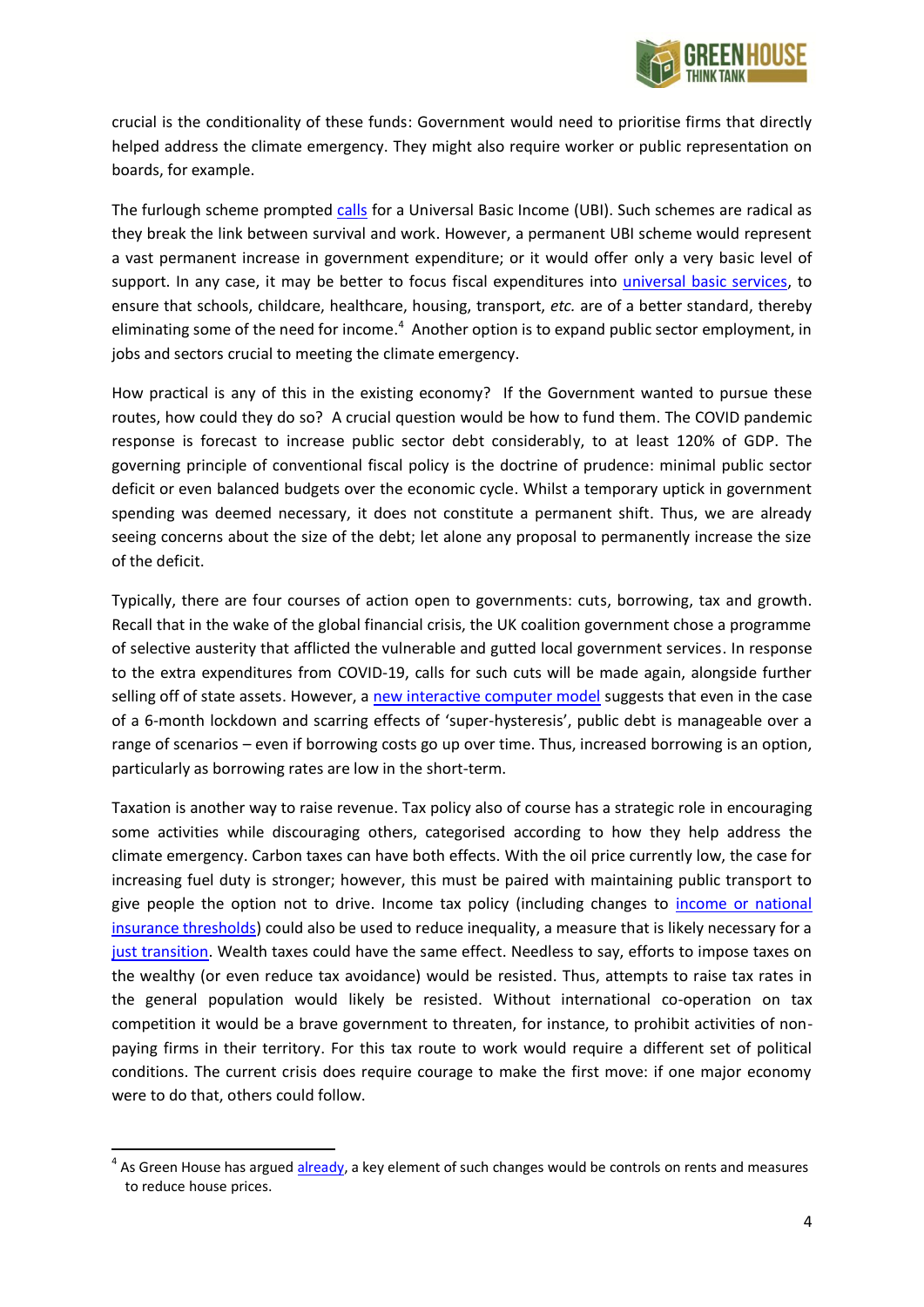crucial is the conditionality of these funds: Government would need to prioritise firms that directly helped address the climate emergency. They might also require worker or public representation on boards, for example.

The furlough scheme prompted calls for a Universal Basic Income (UBI). Such schemes are radical as they break the link between survival and work. However, a permanent UBI scheme would represent a vast permanent increase in government expenditure; or it would offer only a very basic level of support. In any case, it may be better to focus fiscal expenditures into universal basic services, to ensure that schools, childcare, healthcare, housing, transport, *etc.* are of a better standard, thereby eliminating some of the need for income.[4] Another option is to expand public sector employment, in jobs and sectors crucial to meeting the climate emergency.

How practical is any of this in the existing economy? If the Government wanted to pursue these routes, how could they do so? A crucial question would be how to fund them. The COVID pandemic response is forecast to increase public sector debt considerably, to at least 120% of GDP. The governing principle of conventional fiscal policy is the doctrine of prudence: minimal public sector deficit or even balanced budgets over the economic cycle. Whilst a temporary uptick in government spending was deemed necessary, it does not constitute a permanent shift. Thus, we are already seeing concerns about the size of the debt; let alone any proposal to permanently increase the size of the deficit.

Typically, there are four courses of action open to governments: cuts, borrowing, tax and growth. Recall that in the wake of the global financial crisis, the UK coalition government chose a programme of selective austerity that afflicted the vulnerable and gutted local government services. In response to the extra expenditures from COVID-19, calls for such cuts will be made again, alongside further selling off of state assets. However, a new interactive computer model suggests that even in the case of a 6-month lockdown and scarring effects of 'super-hysteresis', public debt is manageable over a range of scenarios – even if borrowing costs go up over time. Thus, increased borrowing is an option, particularly as borrowing rates are low in the short-term.

Taxation is another way to raise revenue. Tax policy also of course has a strategic role in encouraging some activities while discouraging others, categorised according to how they help address the climate emergency. Carbon taxes can have both effects. With the oil price currently low, the case for increasing fuel duty is stronger; however, this must be paired with maintaining public transport to give people the option not to drive. Income tax policy (including changes to income or national insurance thresholds) could also be used to reduce inequality, a measure that is likely necessary for a just transition. Wealth taxes could have the same effect. Needless to say, efforts to impose taxes on the wealthy (or even reduce tax avoidance) would be resisted. Thus, attempts to raise tax rates in the general population would likely be resisted. Without international co-operation on tax competition it would be a brave government to threaten, for instance, to prohibit activities of non-paying firms in their territory. For this tax route to work would require a different set of political conditions. The current crisis does require courage to make the first move: if one major economy were to do that, others could follow.

[4] As Green House has argued already, a key element of such changes would be controls on rents and measures to reduce house prices.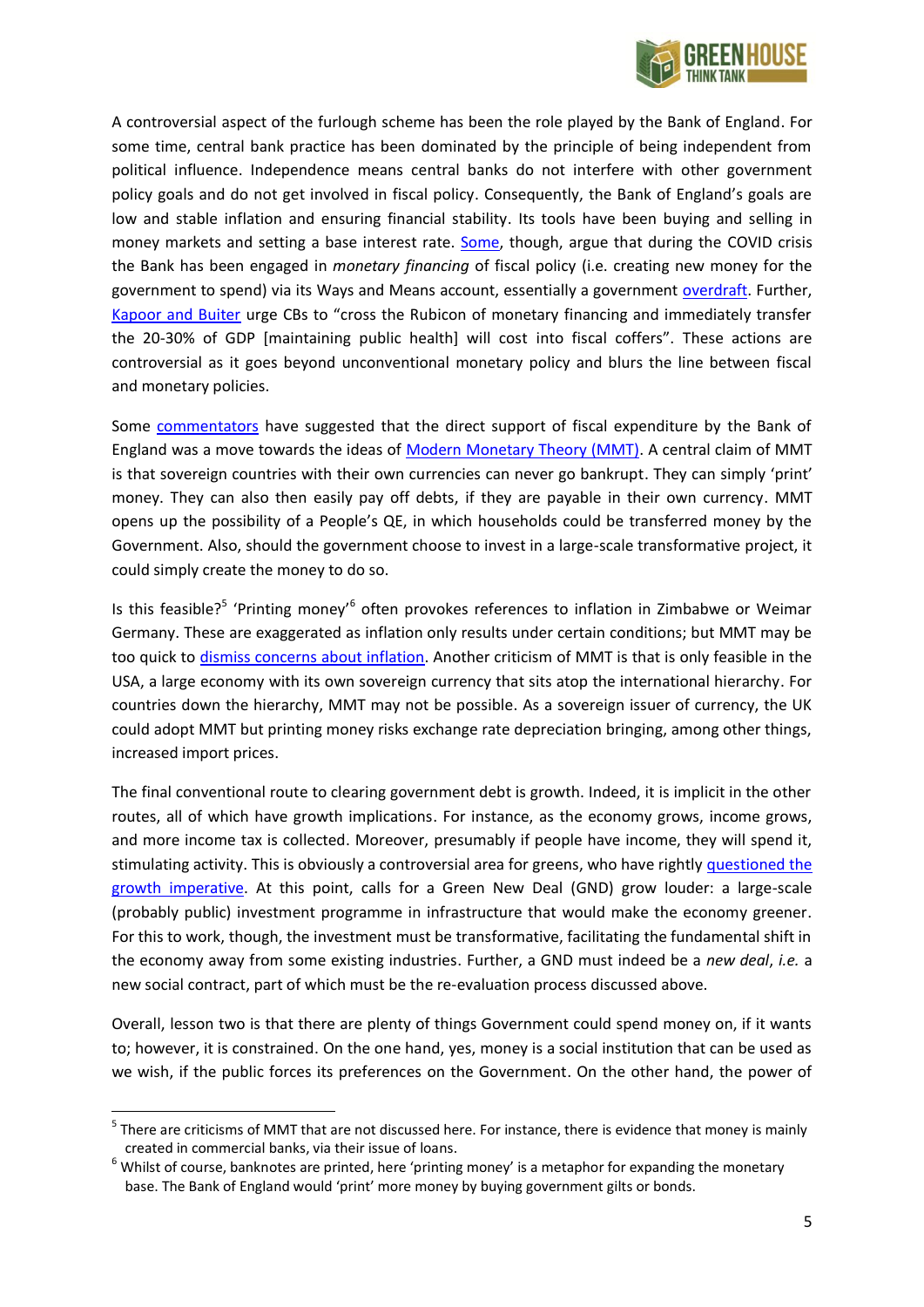A controversial aspect of the furlough scheme has been the role played by the Bank of England. For some time, central bank practice has been dominated by the principle of being independent from political influence. Independence means central banks do not interfere with other government policy goals and do not get involved in fiscal policy. Consequently, the Bank of England's goals are low and stable inflation and ensuring financial stability. Its tools have been buying and selling in money markets and setting a base interest rate. Some, though, argue that during the COVID crisis the Bank has been engaged in *monetary financing* of fiscal policy (i.e. creating new money for the government to spend) via its Ways and Means account, essentially a government overdraft. Further, Kapoor and Buiter urge CBs to "cross the Rubicon of monetary financing and immediately transfer the 20-30% of GDP [maintaining public health] will cost into fiscal coffers". These actions are controversial as it goes beyond unconventional monetary policy and blurs the line between fiscal and monetary policies.

Some commentators have suggested that the direct support of fiscal expenditure by the Bank of England was a move towards the ideas of Modern Monetary Theory (MMT). A central claim of MMT is that sovereign countries with their own currencies can never go bankrupt. They can simply 'print' money. They can also then easily pay off debts, if they are payable in their own currency. MMT opens up the possibility of a People's QE, in which households could be transferred money by the Government. Also, should the government choose to invest in a large-scale transformative project, it could simply create the money to do so.

Is this feasible?[5] 'Printing money'[6] often provokes references to inflation in Zimbabwe or Weimar Germany. These are exaggerated as inflation only results under certain conditions; but MMT may be too quick to dismiss concerns about inflation. Another criticism of MMT is that is only feasible in the USA, a large economy with its own sovereign currency that sits atop the international hierarchy. For countries down the hierarchy, MMT may not be possible. As a sovereign issuer of currency, the UK could adopt MMT but printing money risks exchange rate depreciation bringing, among other things, increased import prices.

The final conventional route to clearing government debt is growth. Indeed, it is implicit in the other routes, all of which have growth implications. For instance, as the economy grows, income grows, and more income tax is collected. Moreover, presumably if people have income, they will spend it, stimulating activity. This is obviously a controversial area for greens, who have rightly questioned the growth imperative. At this point, calls for a Green New Deal (GND) grow louder: a large-scale (probably public) investment programme in infrastructure that would make the economy greener. For this to work, though, the investment must be transformative, facilitating the fundamental shift in the economy away from some existing industries. Further, a GND must indeed be a *new deal*, *i.e.* a new social contract, part of which must be the re-evaluation process discussed above.

Overall, lesson two is that there are plenty of things Government could spend money on, if it wants to; however, it is constrained. On the one hand, yes, money is a social institution that can be used as we wish, if the public forces its preferences on the Government. On the other hand, the power of

---

[5] There are criticisms of MMT that are not discussed here. For instance, there is evidence that money is mainly created in commercial banks, via their issue of loans.

[6] Whilst of course, banknotes are printed, here 'printing money' is a metaphor for expanding the monetary base. The Bank of England would 'print' more money by buying government gilts or bonds.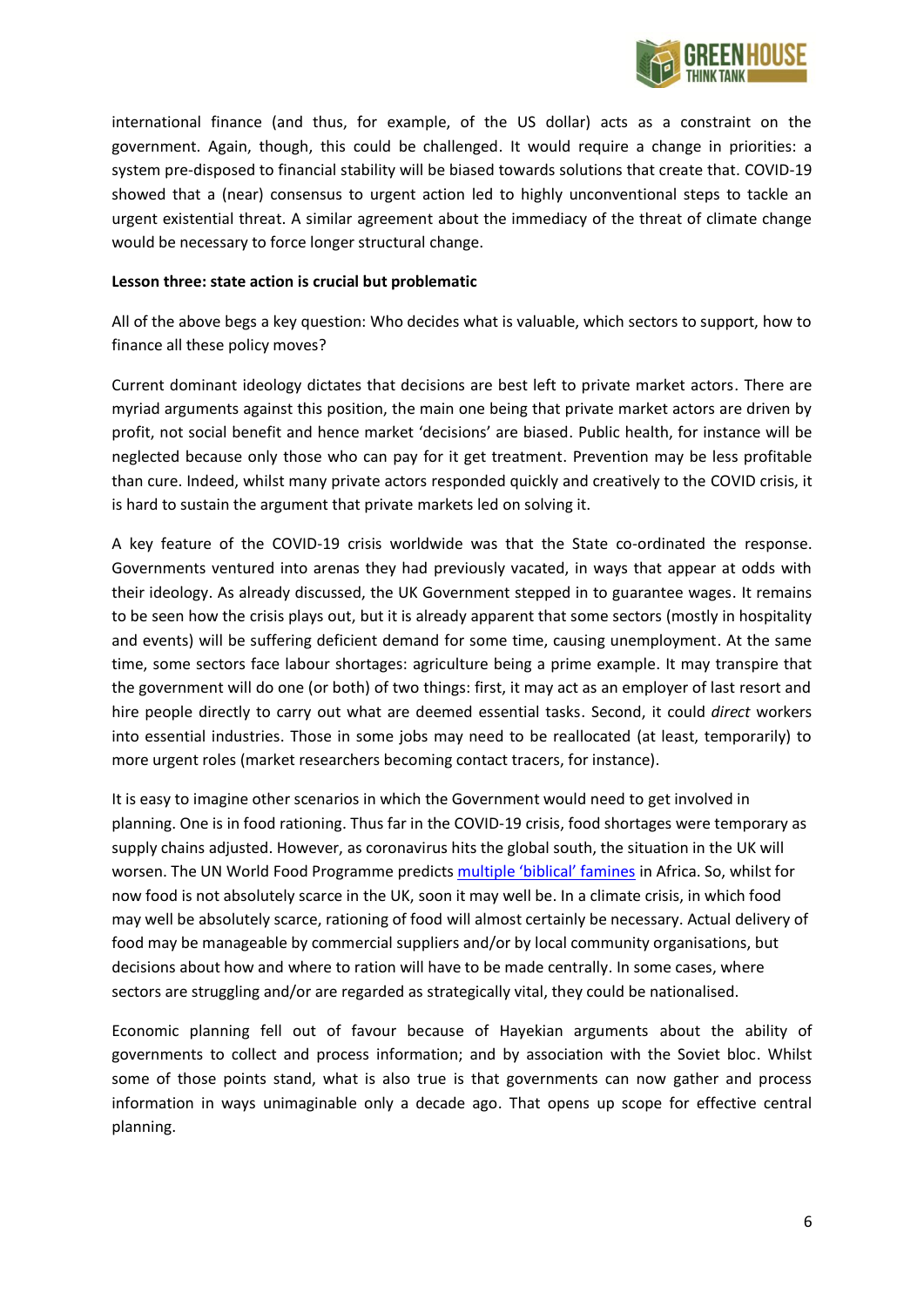international finance (and thus, for example, of the US dollar) acts as a constraint on the government. Again, though, this could be challenged. It would require a change in priorities: a system pre-disposed to financial stability will be biased towards solutions that create that. COVID-19 showed that a (near) consensus to urgent action led to highly unconventional steps to tackle an urgent existential threat. A similar agreement about the immediacy of the threat of climate change would be necessary to force longer structural change.

**Lesson three: state action is crucial but problematic**

All of the above begs a key question: Who decides what is valuable, which sectors to support, how to finance all these policy moves?

Current dominant ideology dictates that decisions are best left to private market actors. There are myriad arguments against this position, the main one being that private market actors are driven by profit, not social benefit and hence market 'decisions' are biased. Public health, for instance will be neglected because only those who can pay for it get treatment. Prevention may be less profitable than cure. Indeed, whilst many private actors responded quickly and creatively to the COVID crisis, it is hard to sustain the argument that private markets led on solving it.

A key feature of the COVID-19 crisis worldwide was that the State co-ordinated the response. Governments ventured into arenas they had previously vacated, in ways that appear at odds with their ideology. As already discussed, the UK Government stepped in to guarantee wages. It remains to be seen how the crisis plays out, but it is already apparent that some sectors (mostly in hospitality and events) will be suffering deficient demand for some time, causing unemployment. At the same time, some sectors face labour shortages: agriculture being a prime example. It may transpire that the government will do one (or both) of two things: first, it may act as an employer of last resort and hire people directly to carry out what are deemed essential tasks. Second, it could *direct* workers into essential industries. Those in some jobs may need to be reallocated (at least, temporarily) to more urgent roles (market researchers becoming contact tracers, for instance).

It is easy to imagine other scenarios in which the Government would need to get involved in planning. One is in food rationing. Thus far in the COVID-19 crisis, food shortages were temporary as supply chains adjusted. However, as coronavirus hits the global south, the situation in the UK will worsen. The UN World Food Programme predicts multiple 'biblical' famines in Africa. So, whilst for now food is not absolutely scarce in the UK, soon it may well be. In a climate crisis, in which food may well be absolutely scarce, rationing of food will almost certainly be necessary. Actual delivery of food may be manageable by commercial suppliers and/or by local community organisations, but decisions about how and where to ration will have to be made centrally. In some cases, where sectors are struggling and/or are regarded as strategically vital, they could be nationalised.

Economic planning fell out of favour because of Hayekian arguments about the ability of governments to collect and process information; and by association with the Soviet bloc. Whilst some of those points stand, what is also true is that governments can now gather and process information in ways unimaginable only a decade ago. That opens up scope for effective central planning.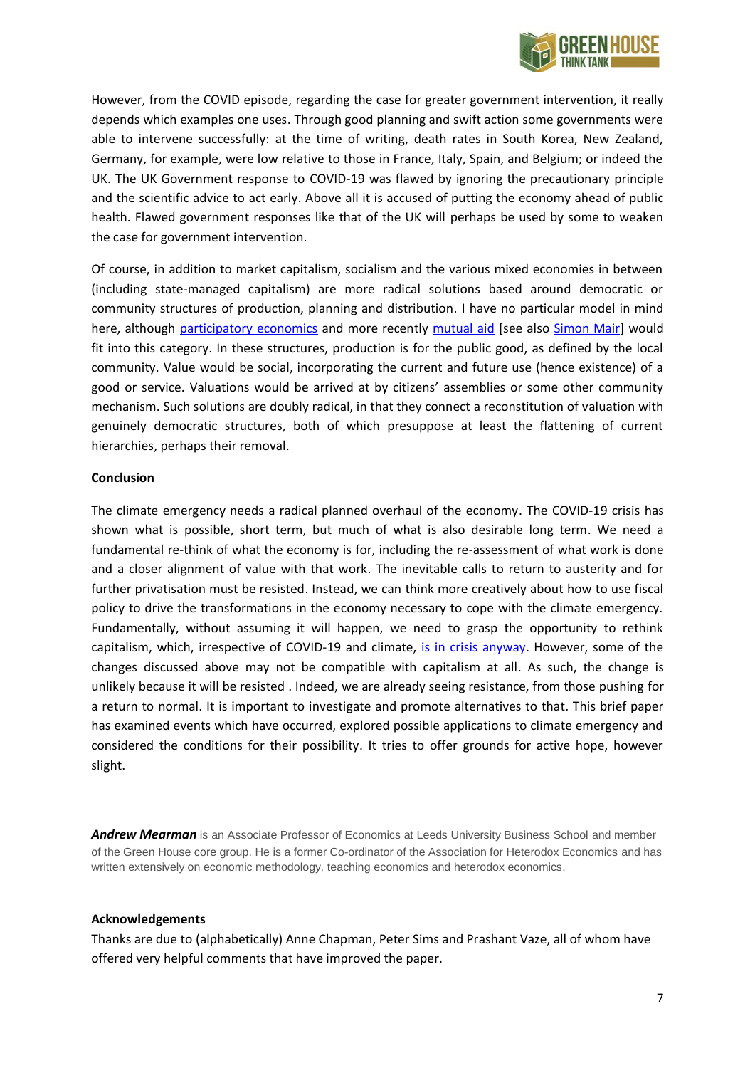However, from the COVID episode, regarding the case for greater government intervention, it really depends which examples one uses. Through good planning and swift action some governments were able to intervene successfully: at the time of writing, death rates in South Korea, New Zealand, Germany, for example, were low relative to those in France, Italy, Spain, and Belgium; or indeed the UK. The UK Government response to COVID-19 was flawed by ignoring the precautionary principle and the scientific advice to act early. Above all it is accused of putting the economy ahead of public health. Flawed government responses like that of the UK will perhaps be used by some to weaken the case for government intervention.

Of course, in addition to market capitalism, socialism and the various mixed economies in between (including state-managed capitalism) are more radical solutions based around democratic or community structures of production, planning and distribution. I have no particular model in mind here, although participatory economics and more recently mutual aid [see also Simon Mair] would fit into this category. In these structures, production is for the public good, as defined by the local community. Value would be social, incorporating the current and future use (hence existence) of a good or service. Valuations would be arrived at by citizens' assemblies or some other community mechanism. Such solutions are doubly radical, in that they connect a reconstitution of valuation with genuinely democratic structures, both of which presuppose at least the flattening of current hierarchies, perhaps their removal.

**Conclusion**

The climate emergency needs a radical planned overhaul of the economy. The COVID-19 crisis has shown what is possible, short term, but much of what is also desirable long term. We need a fundamental re-think of what the economy is for, including the re-assessment of what work is done and a closer alignment of value with that work. The inevitable calls to return to austerity and for further privatisation must be resisted. Instead, we can think more creatively about how to use fiscal policy to drive the transformations in the economy necessary to cope with the climate emergency. Fundamentally, without assuming it will happen, we need to grasp the opportunity to rethink capitalism, which, irrespective of COVID-19 and climate, is in crisis anyway. However, some of the changes discussed above may not be compatible with capitalism at all. As such, the change is unlikely because it will be resisted . Indeed, we are already seeing resistance, from those pushing for a return to normal. It is important to investigate and promote alternatives to that. This brief paper has examined events which have occurred, explored possible applications to climate emergency and considered the conditions for their possibility. It tries to offer grounds for active hope, however slight.

***Andrew Mearman*** is an Associate Professor of Economics at Leeds University Business School and member of the Green House core group. He is a former Co-ordinator of the Association for Heterodox Economics and has written extensively on economic methodology, teaching economics and heterodox economics.

**Acknowledgements**

Thanks are due to (alphabetically) Anne Chapman, Peter Sims and Prashant Vaze, all of whom have offered very helpful comments that have improved the paper.